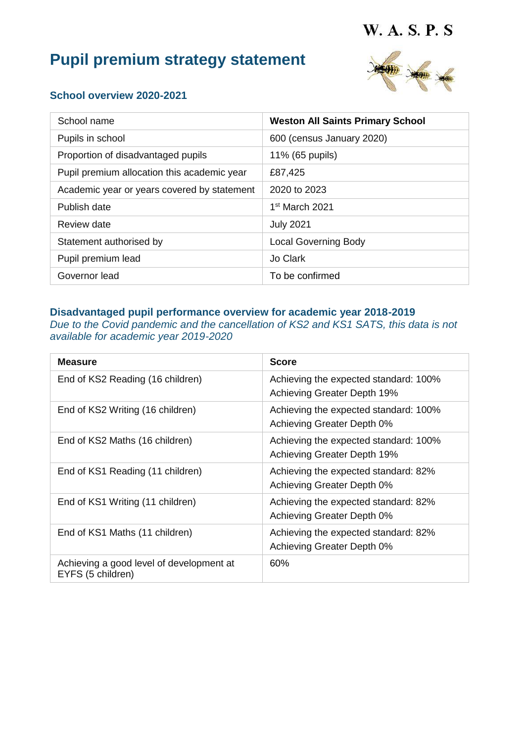W. A. S. P. S

# Pupil premium strategy statement

## School overview 2020-2021

| School name | **Weston All Saints Primary School** |
|---|---|
| Pupils in school | 600 (census January 2020) |
| Proportion of disadvantaged pupils | 11% (65 pupils) |
| Pupil premium allocation this academic year | £87,425 |
| Academic year or years covered by statement | 2020 to 2023 |
| Publish date | 1st March 2021 |
| Review date | July 2021 |
| Statement authorised by | Local Governing Body |
| Pupil premium lead | Jo Clark |
| Governor lead | To be confirmed |

## Disadvantaged pupil performance overview for academic year 2018-2019

*Due to the Covid pandemic and the cancellation of KS2 and KS1 SATS, this data is not available for academic year 2019-2020*

| **Measure** | **Score** |
|---|---|
| End of KS2 Reading (16 children) | Achieving the expected standard: 100%<br>Achieving Greater Depth 19% |
| End of KS2 Writing (16 children) | Achieving the expected standard: 100%<br>Achieving Greater Depth 0% |
| End of KS2 Maths (16 children) | Achieving the expected standard: 100%<br>Achieving Greater Depth 19% |
| End of KS1 Reading (11 children) | Achieving the expected standard: 82%<br>Achieving Greater Depth 0% |
| End of KS1 Writing (11 children) | Achieving the expected standard: 82%<br>Achieving Greater Depth 0% |
| End of KS1 Maths (11 children) | Achieving the expected standard: 82%<br>Achieving Greater Depth 0% |
| Achieving a good level of development at EYFS (5 children) | 60% |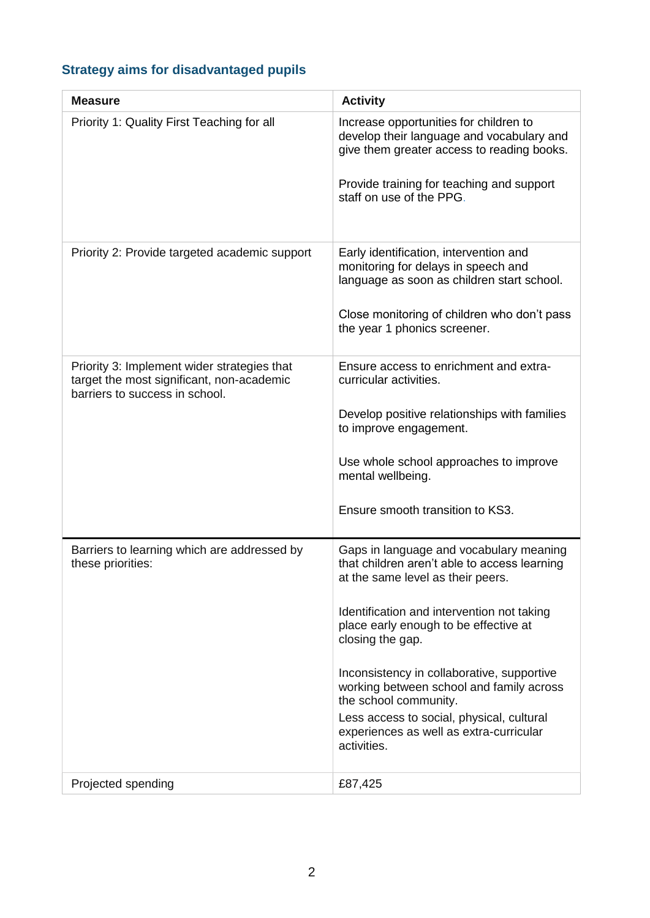## Strategy aims for disadvantaged pupils

| Measure | Activity |
| --- | --- |
| Priority 1: Quality First Teaching for all | Increase opportunities for children to develop their language and vocabulary and give them greater access to reading books.<br><br>Provide training for teaching and support staff on use of the PPG. |
| Priority 2: Provide targeted academic support | Early identification, intervention and monitoring for delays in speech and language as soon as children start school.<br><br>Close monitoring of children who don't pass the year 1 phonics screener. |
| Priority 3: Implement wider strategies that target the most significant, non-academic barriers to success in school. | Ensure access to enrichment and extra-curricular activities.<br><br>Develop positive relationships with families to improve engagement.<br><br>Use whole school approaches to improve mental wellbeing.<br><br>Ensure smooth transition to KS3. |
| Barriers to learning which are addressed by these priorities: | Gaps in language and vocabulary meaning that children aren't able to access learning at the same level as their peers.<br><br>Identification and intervention not taking place early enough to be effective at closing the gap.<br><br>Inconsistency in collaborative, supportive working between school and family across the school community.<br>Less access to social, physical, cultural experiences as well as extra-curricular activities. |
| Projected spending | £87,425 |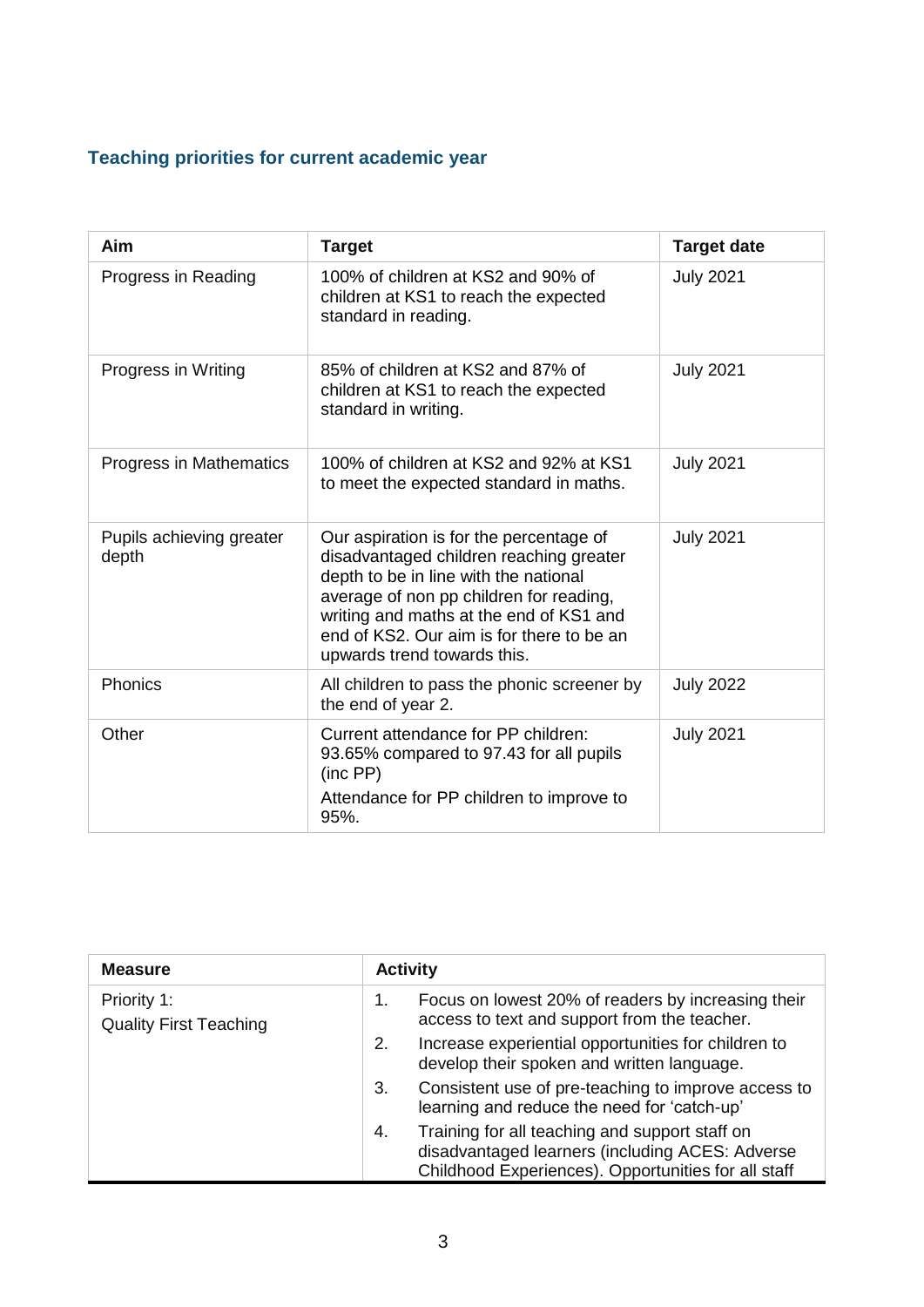## Teaching priorities for current academic year

| Aim | Target | Target date |
| --- | --- | --- |
| Progress in Reading | 100% of children at KS2 and 90% of children at KS1 to reach the expected standard in reading. | July 2021 |
| Progress in Writing | 85% of children at KS2 and 87% of children at KS1 to reach the expected standard in writing. | July 2021 |
| Progress in Mathematics | 100% of children at KS2 and 92% at KS1 to meet the expected standard in maths. | July 2021 |
| Pupils achieving greater depth | Our aspiration is for the percentage of disadvantaged children reaching greater depth to be in line with the national average of non pp children for reading, writing and maths at the end of KS1 and end of KS2. Our aim is for there to be an upwards trend towards this. | July 2021 |
| Phonics | All children to pass the phonic screener by the end of year 2. | July 2022 |
| Other | Current attendance for PP children: 93.65% compared to 97.43 for all pupils (inc PP)<br>Attendance for PP children to improve to 95%. | July 2021 |

| Measure | Activity |
| --- | --- |
| Priority 1:<br>Quality First Teaching | 1. Focus on lowest 20% of readers by increasing their access to text and support from the teacher.<br>2. Increase experiential opportunities for children to develop their spoken and written language.<br>3. Consistent use of pre-teaching to improve access to learning and reduce the need for 'catch-up'<br>4. Training for all teaching and support staff on disadvantaged learners (including ACES: Adverse Childhood Experiences). Opportunities for all staff |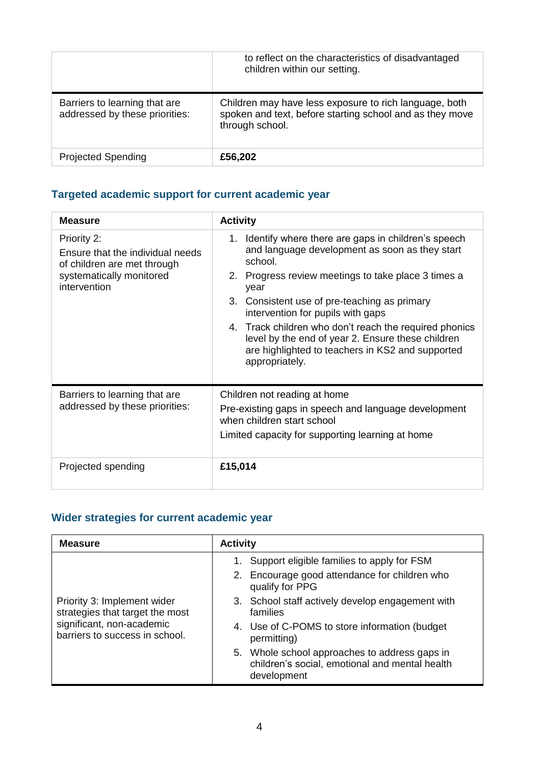| | |
|---|---|
| | to reflect on the characteristics of disadvantaged children within our setting. |
| Barriers to learning that are addressed by these priorities: | Children may have less exposure to rich language, both spoken and text, before starting school and as they move through school. |
| Projected Spending | **£56,202** |

## Targeted academic support for current academic year

| Measure | Activity |
|---|---|
| Priority 2:<br>Ensure that the individual needs of children are met through systematically monitored intervention | 1. Identify where there are gaps in children's speech and language development as soon as they start school.<br>2. Progress review meetings to take place 3 times a year<br>3. Consistent use of pre-teaching as primary intervention for pupils with gaps<br>4. Track children who don't reach the required phonics level by the end of year 2. Ensure these children are highlighted to teachers in KS2 and supported appropriately. |
| Barriers to learning that are addressed by these priorities: | Children not reading at home<br>Pre-existing gaps in speech and language development when children start school<br>Limited capacity for supporting learning at home |
| Projected spending | **£15,014** |

## Wider strategies for current academic year

| Measure | Activity |
|---|---|
| Priority 3: Implement wider strategies that target the most significant, non-academic barriers to success in school. | 1. Support eligible families to apply for FSM<br>2. Encourage good attendance for children who qualify for PPG<br>3. School staff actively develop engagement with families<br>4. Use of C-POMS to store information (budget permitting)<br>5. Whole school approaches to address gaps in children's social, emotional and mental health development |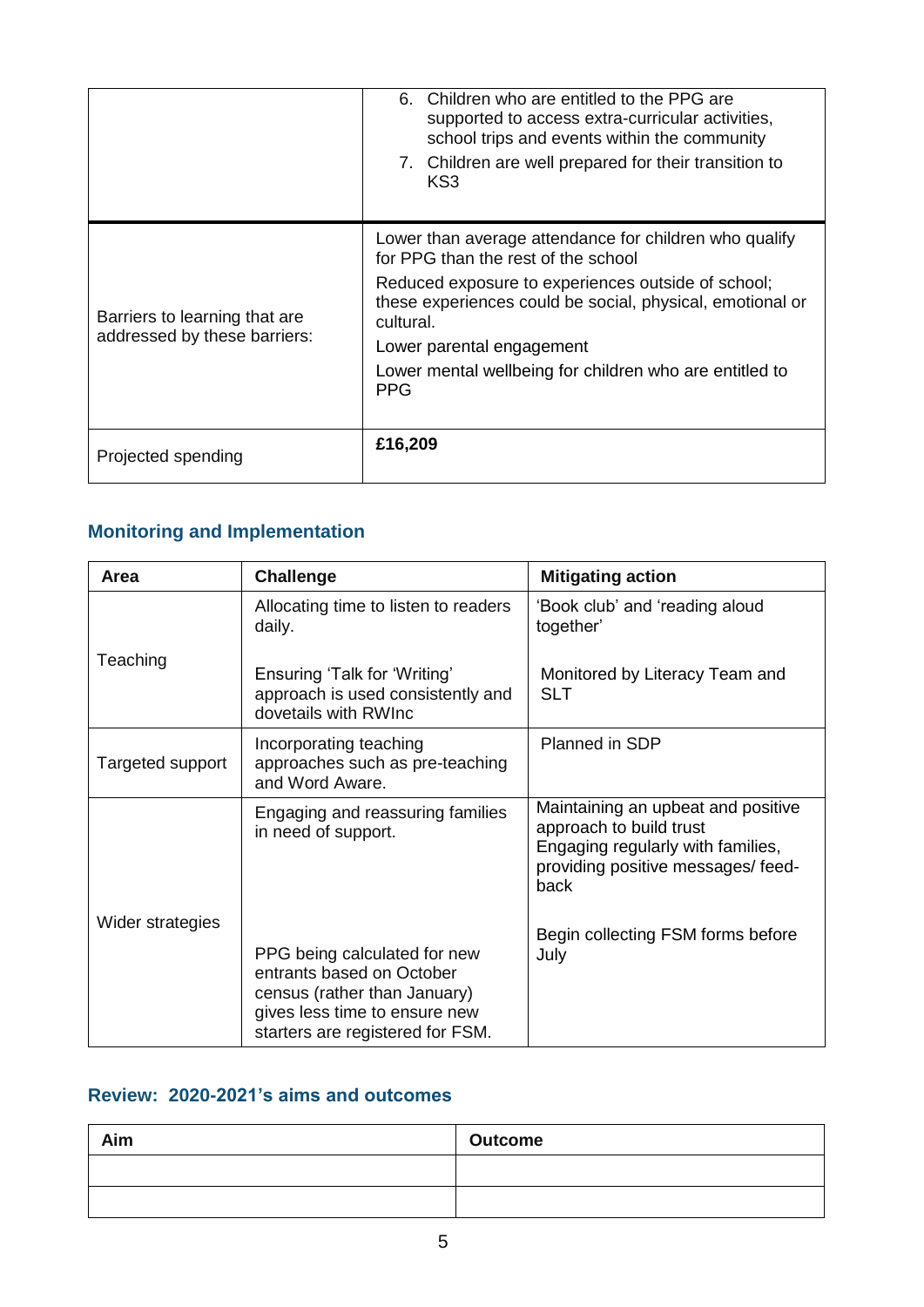|  |  |
|---|---|
|  | 6. Children who are entitled to the PPG are supported to access extra-curricular activities, school trips and events within the community<br>7. Children are well prepared for their transition to KS3 |
| Barriers to learning that are addressed by these barriers: | Lower than average attendance for children who qualify for PPG than the rest of the school<br>Reduced exposure to experiences outside of school; these experiences could be social, physical, emotional or cultural.<br>Lower parental engagement<br>Lower mental wellbeing for children who are entitled to PPG |
| Projected spending | **£16,209** |

## Monitoring and Implementation

| Area | Challenge | Mitigating action |
|---|---|---|
| Teaching | Allocating time to listen to readers daily.<br><br>Ensuring 'Talk for 'Writing' approach is used consistently and dovetails with RWInc | 'Book club' and 'reading aloud together'<br><br>Monitored by Literacy Team and SLT |
| Targeted support | Incorporating teaching approaches such as pre-teaching and Word Aware. | Planned in SDP |
| Wider strategies | Engaging and reassuring families in need of support.<br><br>PPG being calculated for new entrants based on October census (rather than January) gives less time to ensure new starters are registered for FSM. | Maintaining an upbeat and positive approach to build trust<br>Engaging regularly with families, providing positive messages/ feed-back<br><br>Begin collecting FSM forms before July |

## Review: 2020-2021's aims and outcomes

| Aim | Outcome |
|---|---|
|  |  |
|  |  |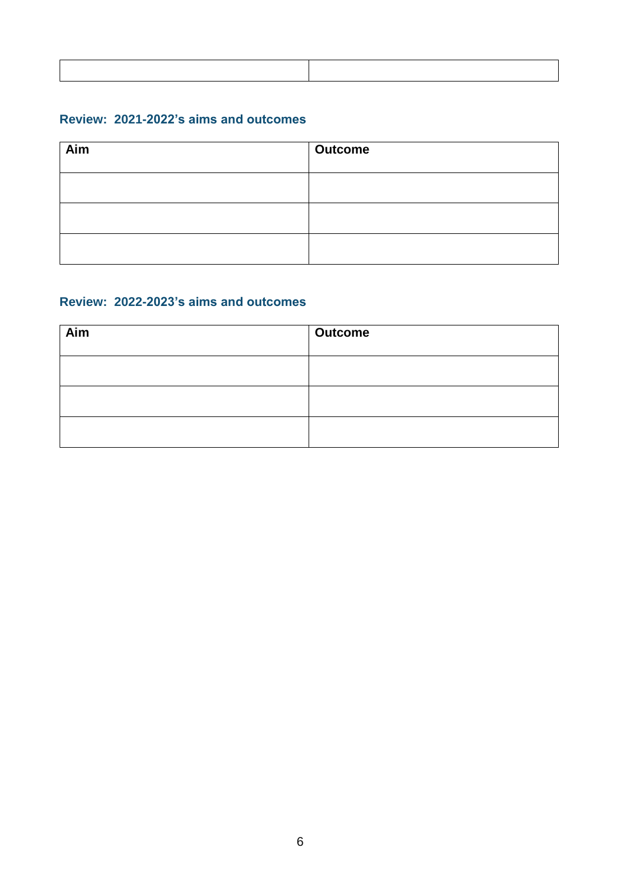| | |
|---|---|
| | |

## Review: 2021-2022's aims and outcomes

| Aim | Outcome |
|---|---|
| | |
| | |
| | |

## Review: 2022-2023's aims and outcomes

| Aim | Outcome |
|---|---|
| | |
| | |
| | |